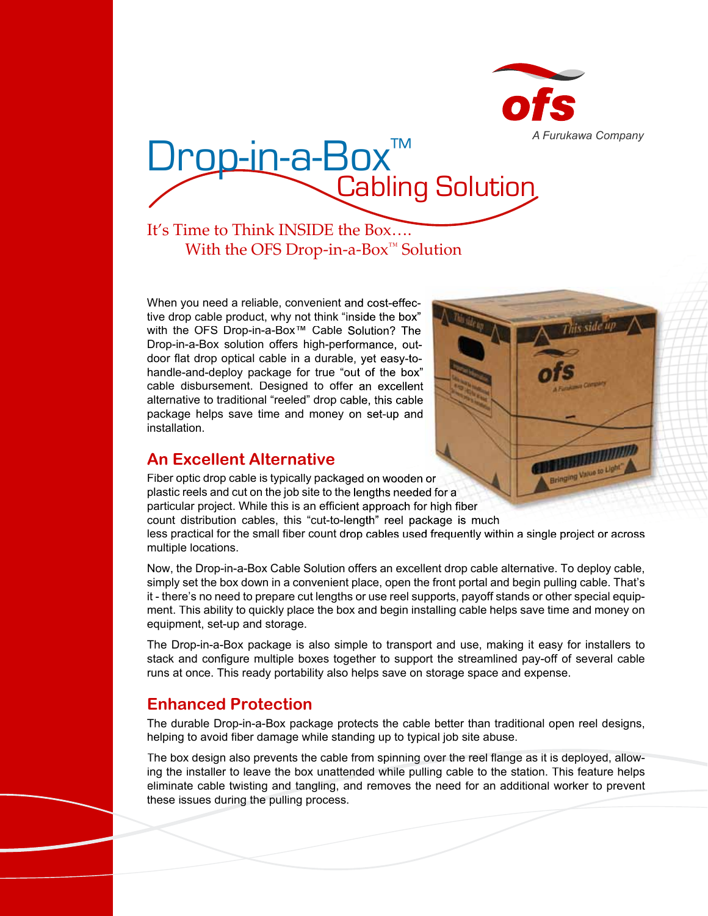ofs

A Furukawa Company

# Drop-in-a-Box™ Cabling Solution

It's Time to Think INSIDE the Box….
With the OFS Drop-in-a-Box™ Solution

When you need a reliable, convenient and cost-effective drop cable product, why not think "inside the box" with the OFS Drop-in-a-Box™ Cable Solution? The Drop-in-a-Box solution offers high-performance, outdoor flat drop optical cable in a durable, yet easy-to-handle-and-deploy package for true "out of the box" cable disbursement. Designed to offer an excellent alternative to traditional "reeled" drop cable, this cable package helps save time and money on set-up and installation.

## An Excellent Alternative

Fiber optic drop cable is typically packaged on wooden or plastic reels and cut on the job site to the lengths needed for a particular project. While this is an efficient approach for high fiber count distribution cables, this "cut-to-length" reel package is much less practical for the small fiber count drop cables used frequently within a single project or across multiple locations.

Now, the Drop-in-a-Box Cable Solution offers an excellent drop cable alternative. To deploy cable, simply set the box down in a convenient place, open the front portal and begin pulling cable. That's it - there's no need to prepare cut lengths or use reel supports, payoff stands or other special equipment. This ability to quickly place the box and begin installing cable helps save time and money on equipment, set-up and storage.

The Drop-in-a-Box package is also simple to transport and use, making it easy for installers to stack and configure multiple boxes together to support the streamlined pay-off of several cable runs at once. This ready portability also helps save on storage space and expense.

## Enhanced Protection

The durable Drop-in-a-Box package protects the cable better than traditional open reel designs, helping to avoid fiber damage while standing up to typical job site abuse.

The box design also prevents the cable from spinning over the reel flange as it is deployed, allowing the installer to leave the box unattended while pulling cable to the station. This feature helps eliminate cable twisting and tangling, and removes the need for an additional worker to prevent these issues during the pulling process.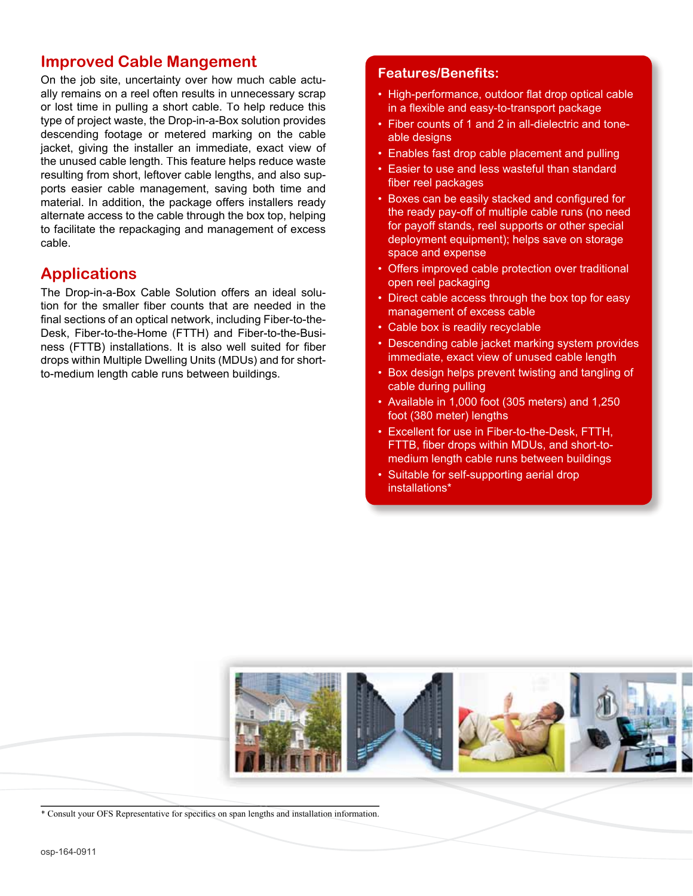## Improved Cable Mangement

On the job site, uncertainty over how much cable actually remains on a reel often results in unnecessary scrap or lost time in pulling a short cable. To help reduce this type of project waste, the Drop-in-a-Box solution provides descending footage or metered marking on the cable jacket, giving the installer an immediate, exact view of the unused cable length. This feature helps reduce waste resulting from short, leftover cable lengths, and also supports easier cable management, saving both time and material. In addition, the package offers installers ready alternate access to the cable through the box top, helping to facilitate the repackaging and management of excess cable.

## Applications

The Drop-in-a-Box Cable Solution offers an ideal solution for the smaller fiber counts that are needed in the final sections of an optical network, including Fiber-to-the-Desk, Fiber-to-the-Home (FTTH) and Fiber-to-the-Business (FTTB) installations. It is also well suited for fiber drops within Multiple Dwelling Units (MDUs) and for short-to-medium length cable runs between buildings.

### Features/Benefits:

- High-performance, outdoor flat drop optical cable in a flexible and easy-to-transport package
- Fiber counts of 1 and 2 in all-dielectric and toneable designs
- Enables fast drop cable placement and pulling
- Easier to use and less wasteful than standard fiber reel packages
- Boxes can be easily stacked and configured for the ready pay-off of multiple cable runs (no need for payoff stands, reel supports or other special deployment equipment); helps save on storage space and expense
- Offers improved cable protection over traditional open reel packaging
- Direct cable access through the box top for easy management of excess cable
- Cable box is readily recyclable
- Descending cable jacket marking system provides immediate, exact view of unused cable length
- Box design helps prevent twisting and tangling of cable during pulling
- Available in 1,000 foot (305 meters) and 1,250 foot (380 meter) lengths
- Excellent for use in Fiber-to-the-Desk, FTTH, FTTB, fiber drops within MDUs, and short-to-medium length cable runs between buildings
- Suitable for self-supporting aerial drop installations*

* Consult your OFS Representative for specifics on span lengths and installation information.

osp-164-0911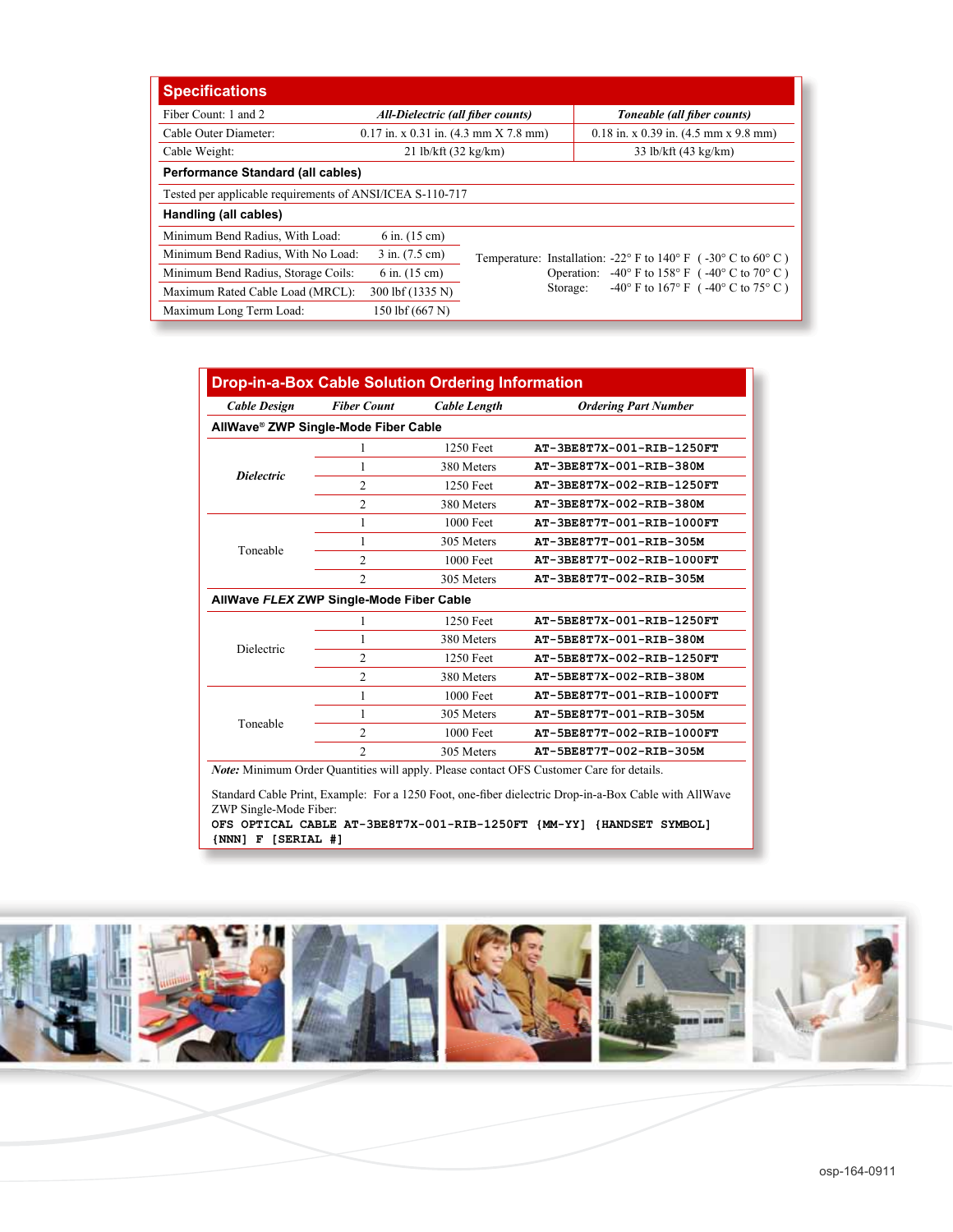## Specifications

| Fiber Count: 1 and 2 | *All-Dielectric (all fiber counts)* | *Toneable (all fiber counts)* |
|---|---|---|
| Cable Outer Diameter: | 0.17 in. x 0.31 in. (4.3 mm X 7.8 mm) | 0.18 in. x 0.39 in. (4.5 mm x 9.8 mm) |
| Cable Weight: | 21 lb/kft (32 kg/km) | 33 lb/kft (43 kg/km) |

**Performance Standard (all cables)**

Tested per applicable requirements of ANSI/ICEA S-110-717

**Handling (all cables)**

| | |
|---|---|
| Minimum Bend Radius, With Load: | 6 in. (15 cm) |
| Minimum Bend Radius, With No Load: | 3 in. (7.5 cm) |
| Minimum Bend Radius, Storage Coils: | 6 in. (15 cm) |
| Maximum Rated Cable Load (MRCL): | 300 lbf (1335 N) |
| Maximum Long Term Load: | 150 lbf (667 N) |

Temperature:

| | | |
|---|---|---|
| Installation: | -22° F to 140° F | ( -30° C to 60° C ) |
| Operation: | -40° F to 158° F | ( -40° C to 70° C ) |
| Storage: | -40° F to 167° F | ( -40° C to 75° C ) |

## Drop-in-a-Box Cable Solution Ordering Information

| *Cable Design* | *Fiber Count* | *Cable Length* | *Ordering Part Number* |
|---|---|---|---|
| **AllWave® ZWP Single-Mode Fiber Cable** | | | |
| *Dielectric* | 1 | 1250 Feet | **AT-3BE8T7X-001-RIB-1250FT** |
| | 1 | 380 Meters | **AT-3BE8T7X-001-RIB-380M** |
| | 2 | 1250 Feet | **AT-3BE8T7X-002-RIB-1250FT** |
| | 2 | 380 Meters | **AT-3BE8T7X-002-RIB-380M** |
| Toneable | 1 | 1000 Feet | **AT-3BE8T7T-001-RIB-1000FT** |
| | 1 | 305 Meters | **AT-3BE8T7T-001-RIB-305M** |
| | 2 | 1000 Feet | **AT-3BE8T7T-002-RIB-1000FT** |
| | 2 | 305 Meters | **AT-3BE8T7T-002-RIB-305M** |
| **AllWave *FLEX* ZWP Single-Mode Fiber Cable** | | | |
| Dielectric | 1 | 1250 Feet | **AT-5BE8T7X-001-RIB-1250FT** |
| | 1 | 380 Meters | **AT-5BE8T7X-001-RIB-380M** |
| | 2 | 1250 Feet | **AT-5BE8T7X-002-RIB-1250FT** |
| | 2 | 380 Meters | **AT-5BE8T7X-002-RIB-380M** |
| Toneable | 1 | 1000 Feet | **AT-5BE8T7T-001-RIB-1000FT** |
| | 1 | 305 Meters | **AT-5BE8T7T-001-RIB-305M** |
| | 2 | 1000 Feet | **AT-5BE8T7T-002-RIB-1000FT** |
| | 2 | 305 Meters | **AT-5BE8T7T-002-RIB-305M** |

***Note:*** Minimum Order Quantities will apply. Please contact OFS Customer Care for details.

Standard Cable Print, Example: For a 1250 Foot, one-fiber dielectric Drop-in-a-Box Cable with AllWave ZWP Single-Mode Fiber:
**OFS OPTICAL CABLE AT-3BE8T7X-001-RIB-1250FT {MM-YY} {HANDSET SYMBOL} {NNN} F [SERIAL #]**

osp-164-0911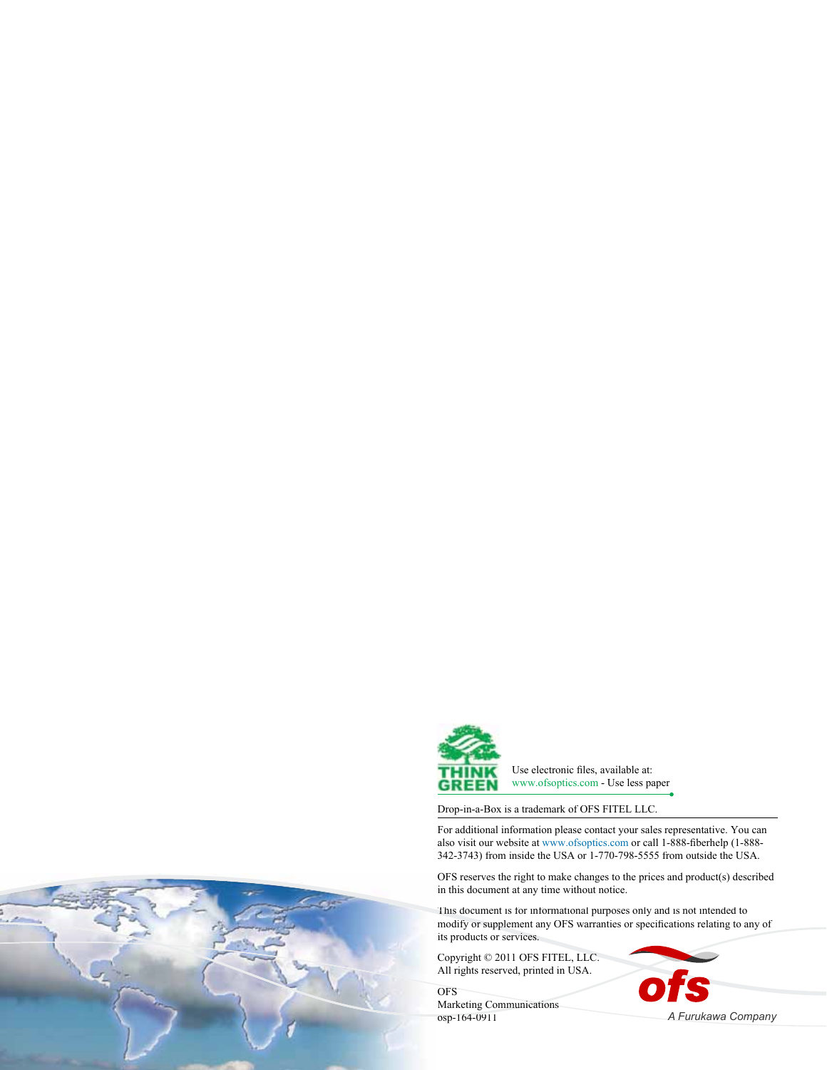THINK GREEN

Use electronic files, available at:
www.ofsoptics.com - Use less paper

Drop-in-a-Box is a trademark of OFS FITEL LLC.

For additional information please contact your sales representative. You can also visit our website at www.ofsoptics.com or call 1-888-fiberhelp (1-888-342-3743) from inside the USA or 1-770-798-5555 from outside the USA.

OFS reserves the right to make changes to the prices and product(s) described in this document at any time without notice.

This document is for informational purposes only and is not intended to modify or supplement any OFS warranties or specifications relating to any of its products or services.

Copyright © 2011 OFS FITEL, LLC.
All rights reserved, printed in USA.

OFS
Marketing Communications
osp-164-0911

ofs
*A Furukawa Company*